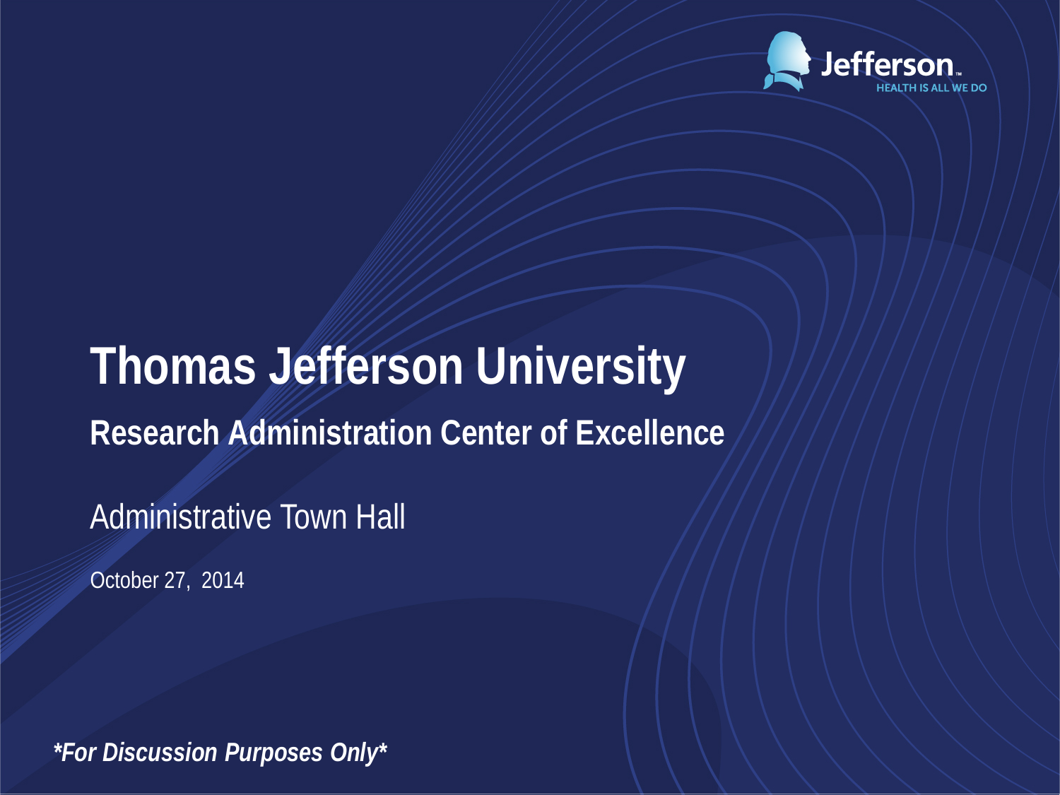Jefferson
HEALTH IS ALL WE DO

# Thomas Jefferson University

## Research Administration Center of Excellence

Administrative Town Hall

October 27, 2014

***For Discussion Purposes Only***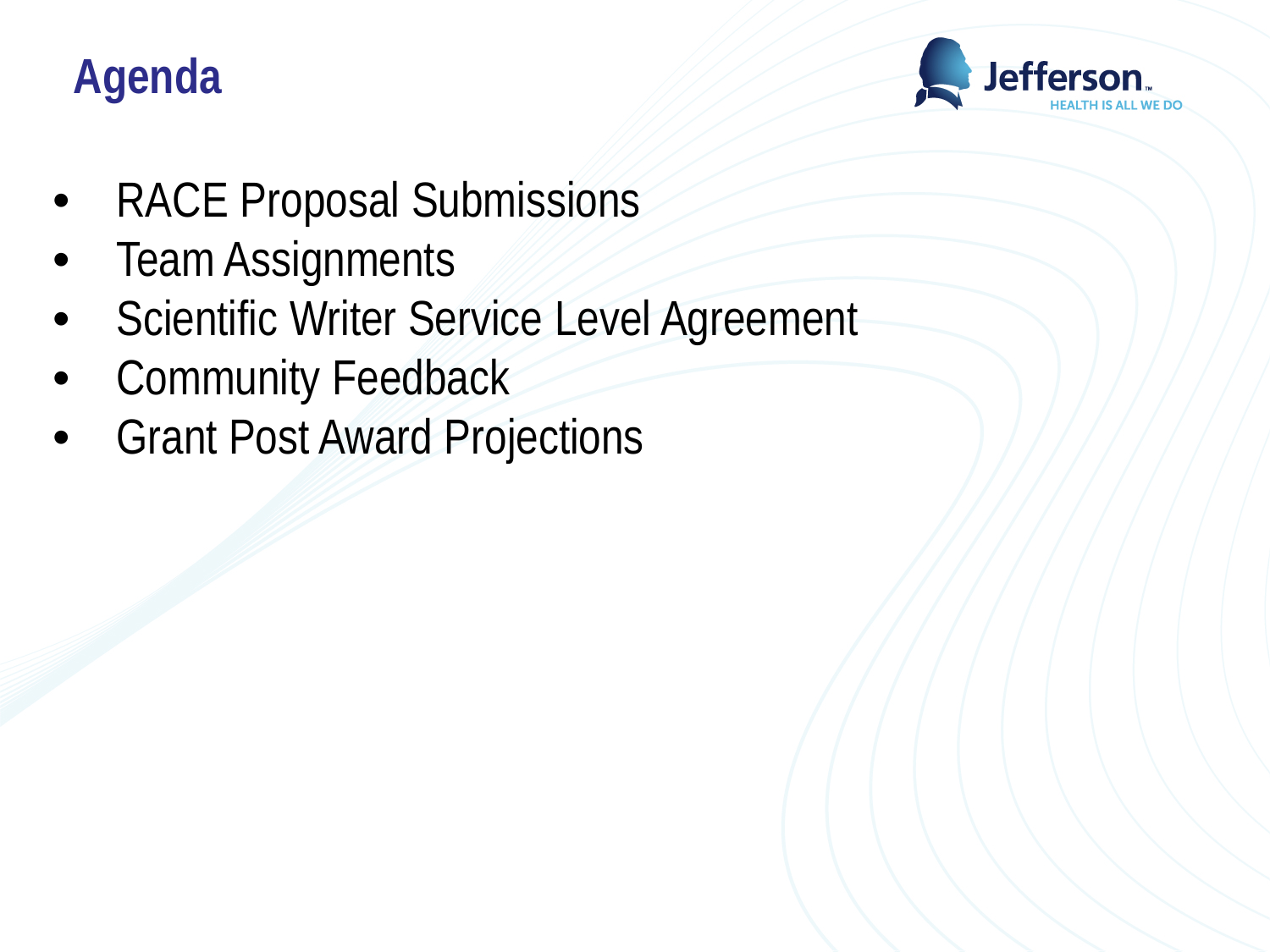# Agenda

- RACE Proposal Submissions
- Team Assignments
- Scientific Writer Service Level Agreement
- Community Feedback
- Grant Post Award Projections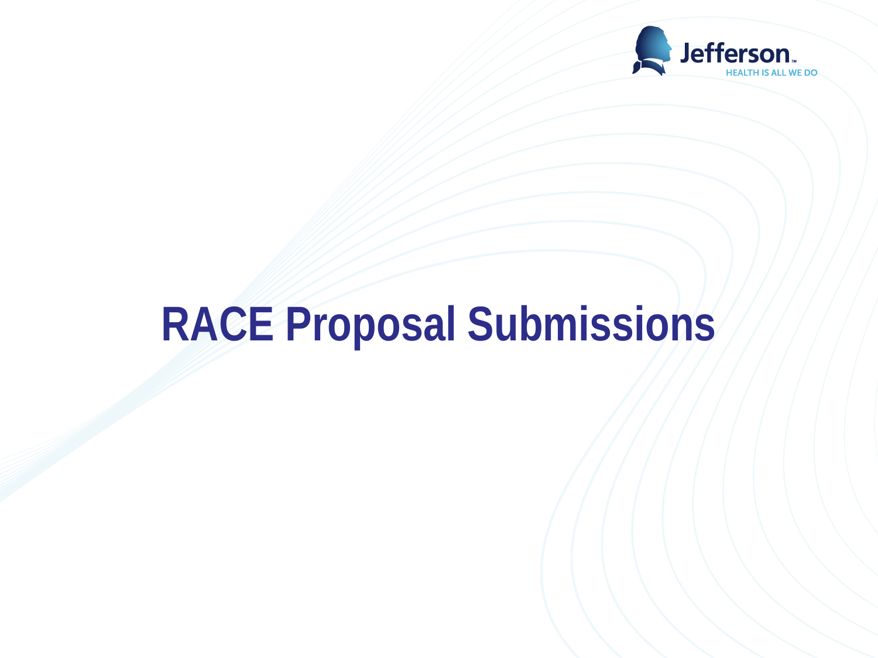# RACE Proposal Submissions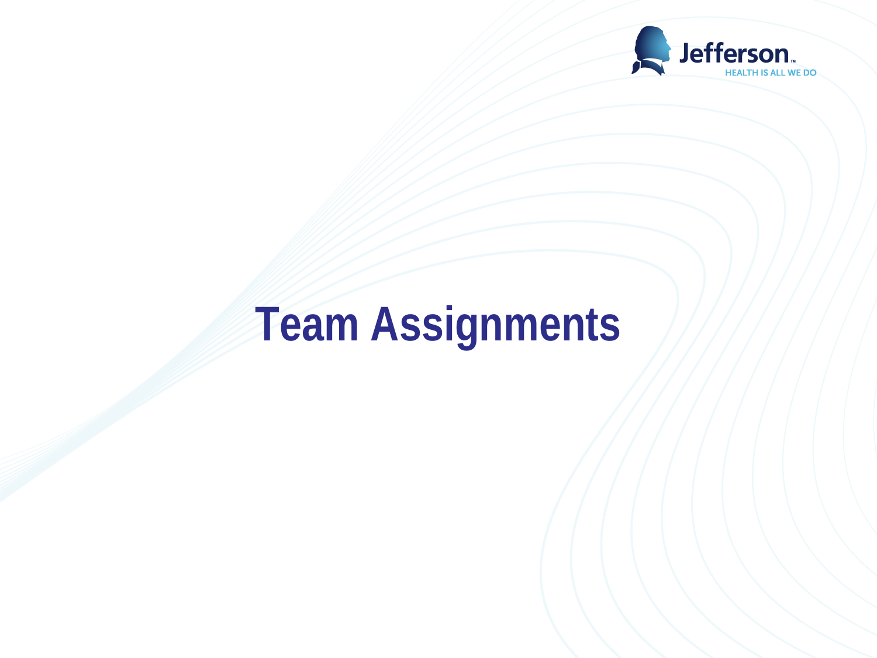# Team Assignments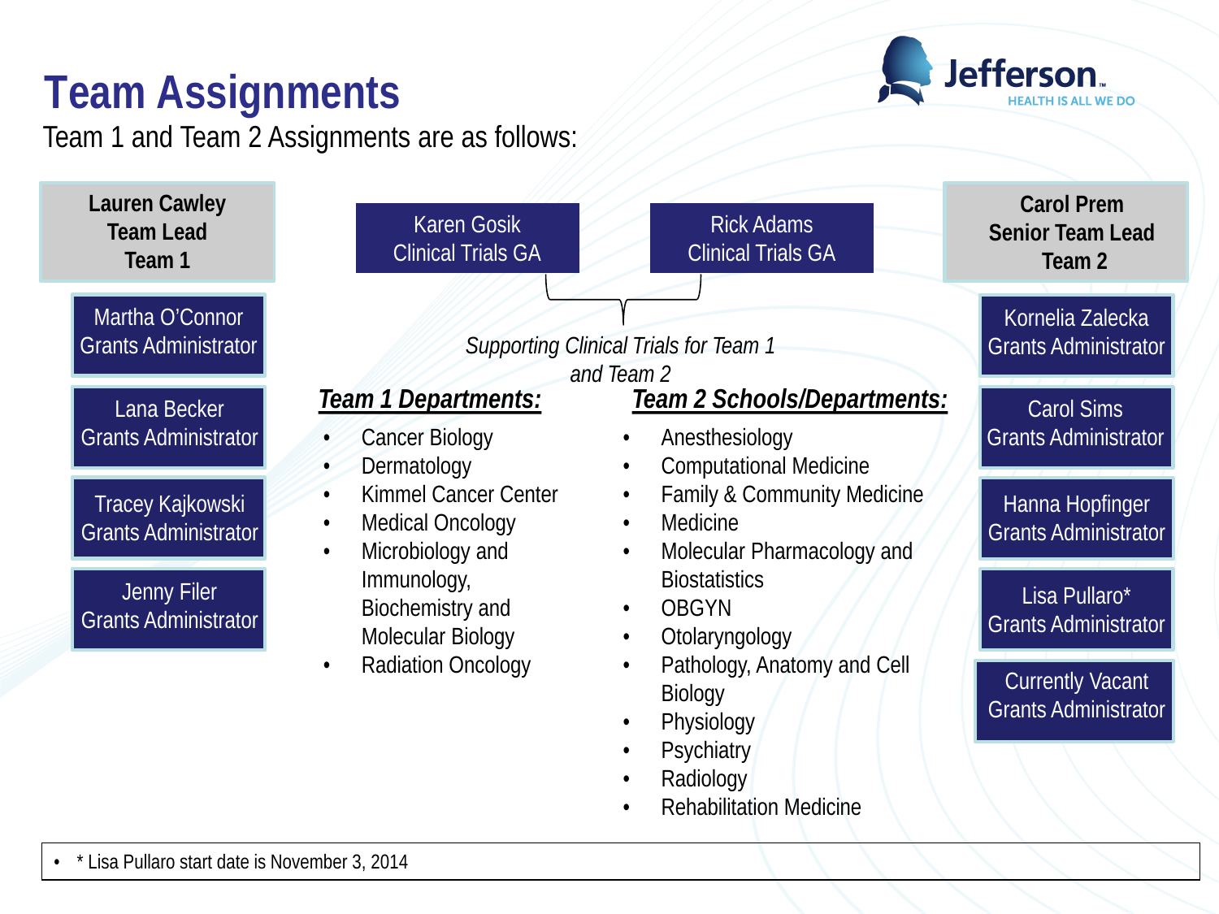# Team Assignments

Team 1 and Team 2 Assignments are as follows:

**Lauren Cawley**
**Team Lead**
**Team 1**

- Martha O'Connor, Grants Administrator
- Lana Becker, Grants Administrator
- Tracey Kajkowski, Grants Administrator
- Jenny Filer, Grants Administrator

Karen Gosik, Clinical Trials GA

Rick Adams, Clinical Trials GA

*Supporting Clinical Trials for Team 1 and Team 2*

**Carol Prem**
**Senior Team Lead**
**Team 2**

- Kornelia Zalecka, Grants Administrator
- Carol Sims, Grants Administrator
- Hanna Hopfinger, Grants Administrator
- Lisa Pullaro*, Grants Administrator
- Currently Vacant, Grants Administrator

***Team 1 Departments:***

- Cancer Biology
- Dermatology
- Kimmel Cancer Center
- Medical Oncology
- Microbiology and Immunology, Biochemistry and Molecular Biology
- Radiation Oncology

***Team 2 Schools/Departments:***

- Anesthesiology
- Computational Medicine
- Family & Community Medicine
- Medicine
- Molecular Pharmacology and Biostatistics
- OBGYN
- Otolaryngology
- Pathology, Anatomy and Cell Biology
- Physiology
- Psychiatry
- Radiology
- Rehabilitation Medicine

- * Lisa Pullaro start date is November 3, 2014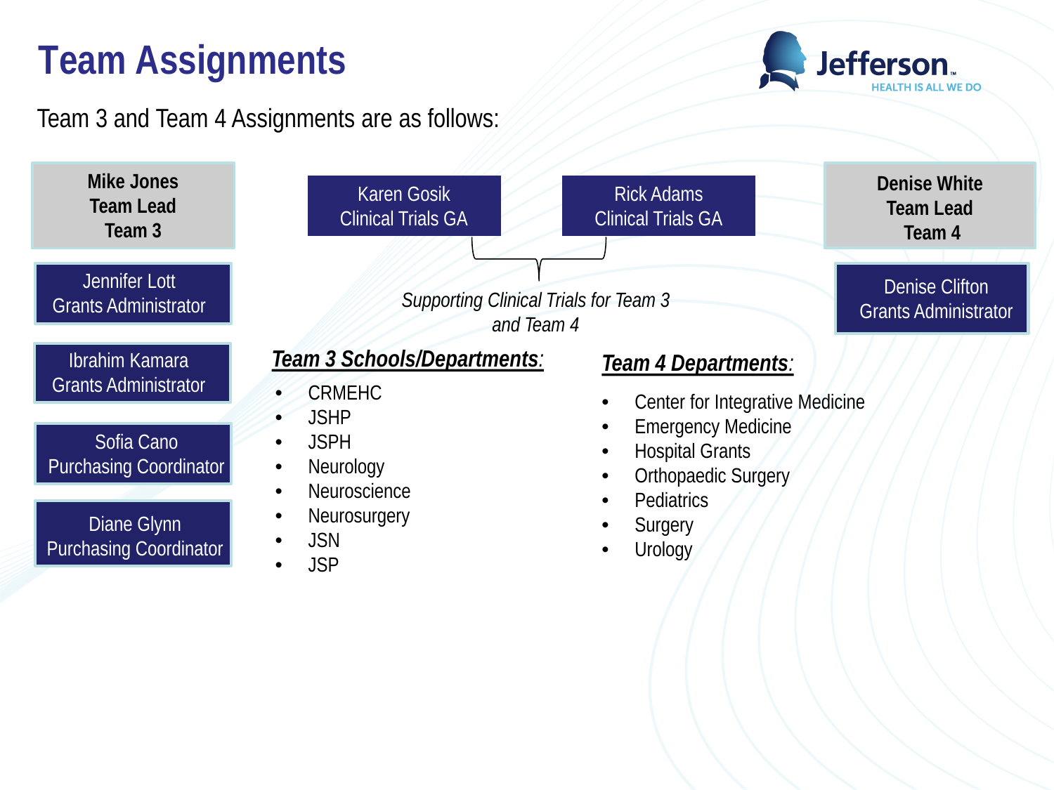# Team Assignments

Team 3 and Team 4 Assignments are as follows:

**Mike Jones**
**Team Lead**
**Team 3**

Jennifer Lott
Grants Administrator

Ibrahim Kamara
Grants Administrator

Sofia Cano
Purchasing Coordinator

Diane Glynn
Purchasing Coordinator

Karen Gosik
Clinical Trials GA

Rick Adams
Clinical Trials GA

*Supporting Clinical Trials for Team 3 and Team 4*

**Denise White**
**Team Lead**
**Team 4**

Denise Clifton
Grants Administrator

***Team 3 Schools/Departments:***

- CRMEHC
- JSHP
- JSPH
- Neurology
- Neuroscience
- Neurosurgery
- JSN
- JSP

***Team 4 Departments:***

- Center for Integrative Medicine
- Emergency Medicine
- Hospital Grants
- Orthopaedic Surgery
- Pediatrics
- Surgery
- Urology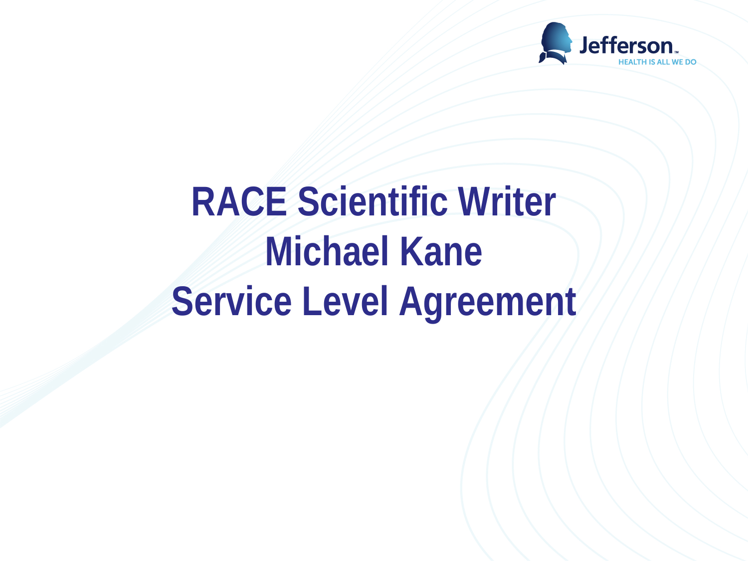# RACE Scientific Writer
# Michael Kane
# Service Level Agreement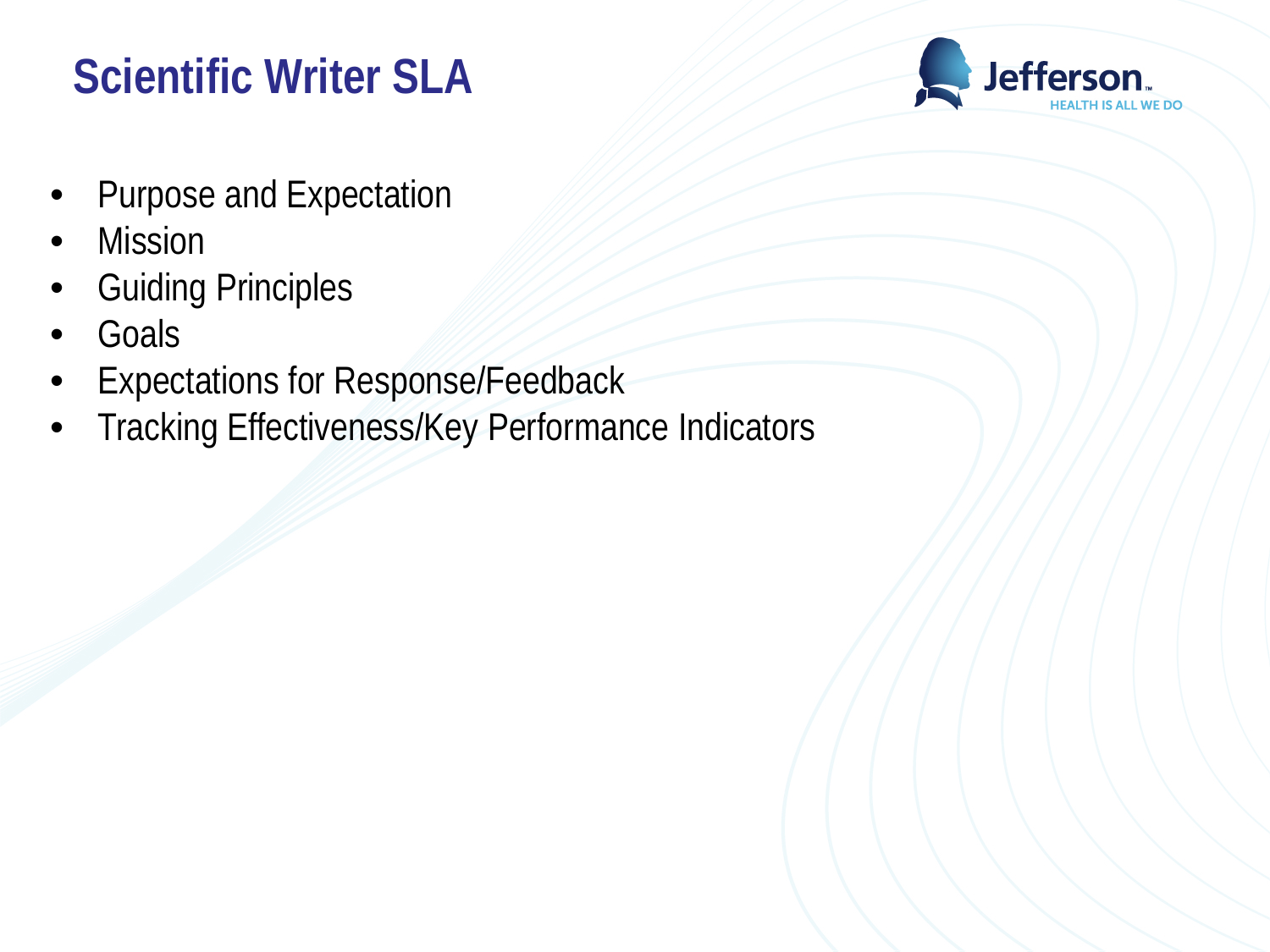# Scientific Writer SLA

- Purpose and Expectation
- Mission
- Guiding Principles
- Goals
- Expectations for Response/Feedback
- Tracking Effectiveness/Key Performance Indicators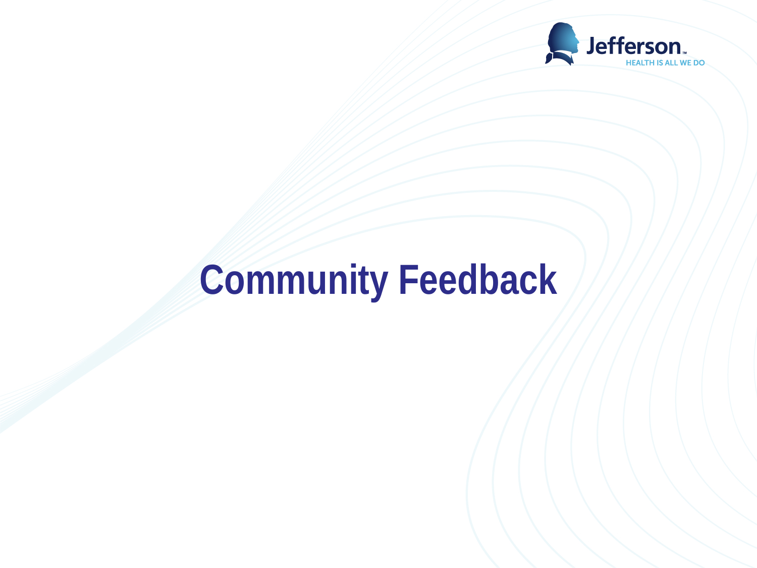# Community Feedback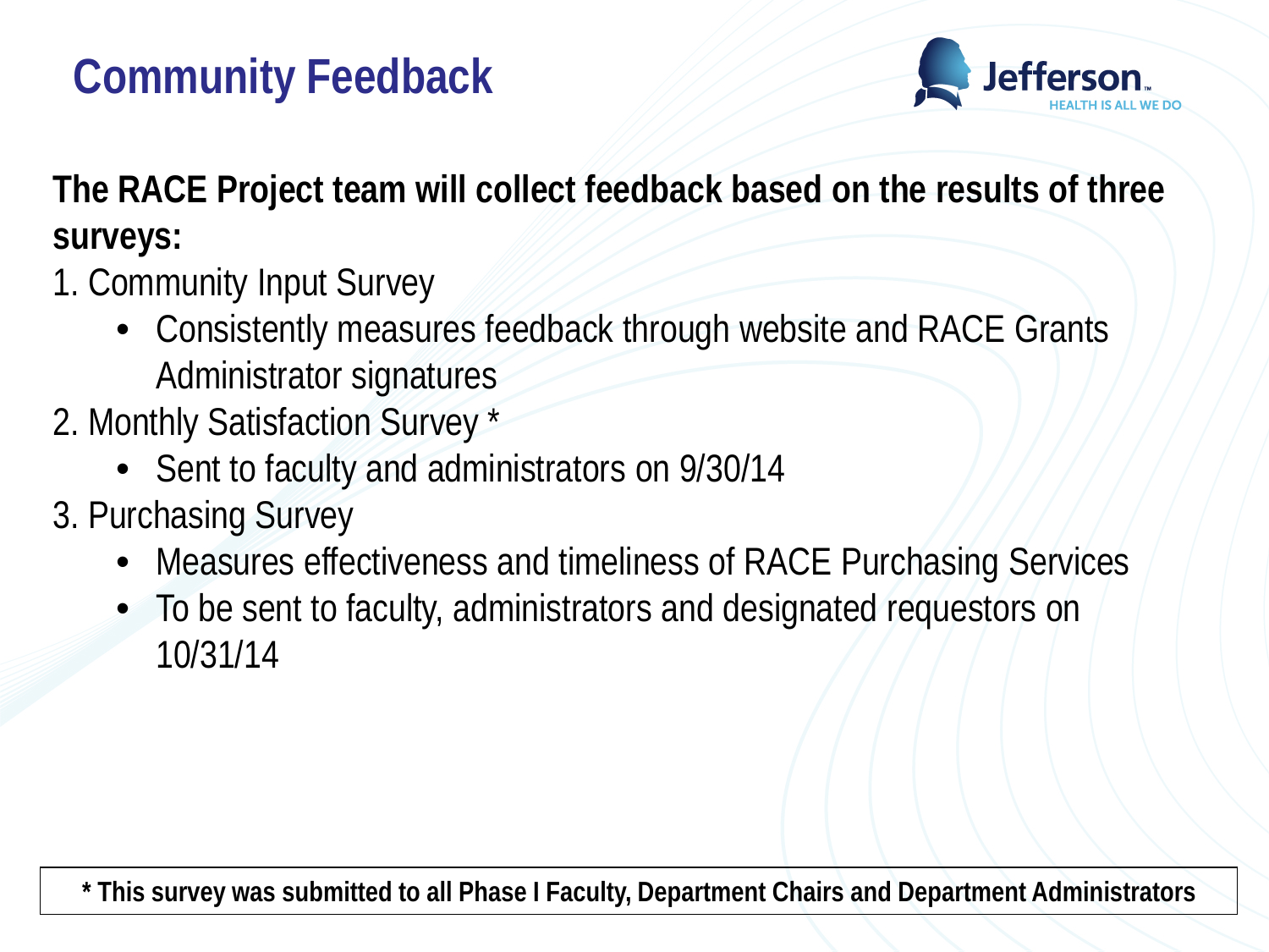# Community Feedback

**The RACE Project team will collect feedback based on the results of three surveys:**

1. Community Input Survey
   - Consistently measures feedback through website and RACE Grants Administrator signatures
2. Monthly Satisfaction Survey *
   - Sent to faculty and administrators on 9/30/14
3. Purchasing Survey
   - Measures effectiveness and timeliness of RACE Purchasing Services
   - To be sent to faculty, administrators and designated requestors on 10/31/14

**\* This survey was submitted to all Phase I Faculty, Department Chairs and Department Administrators**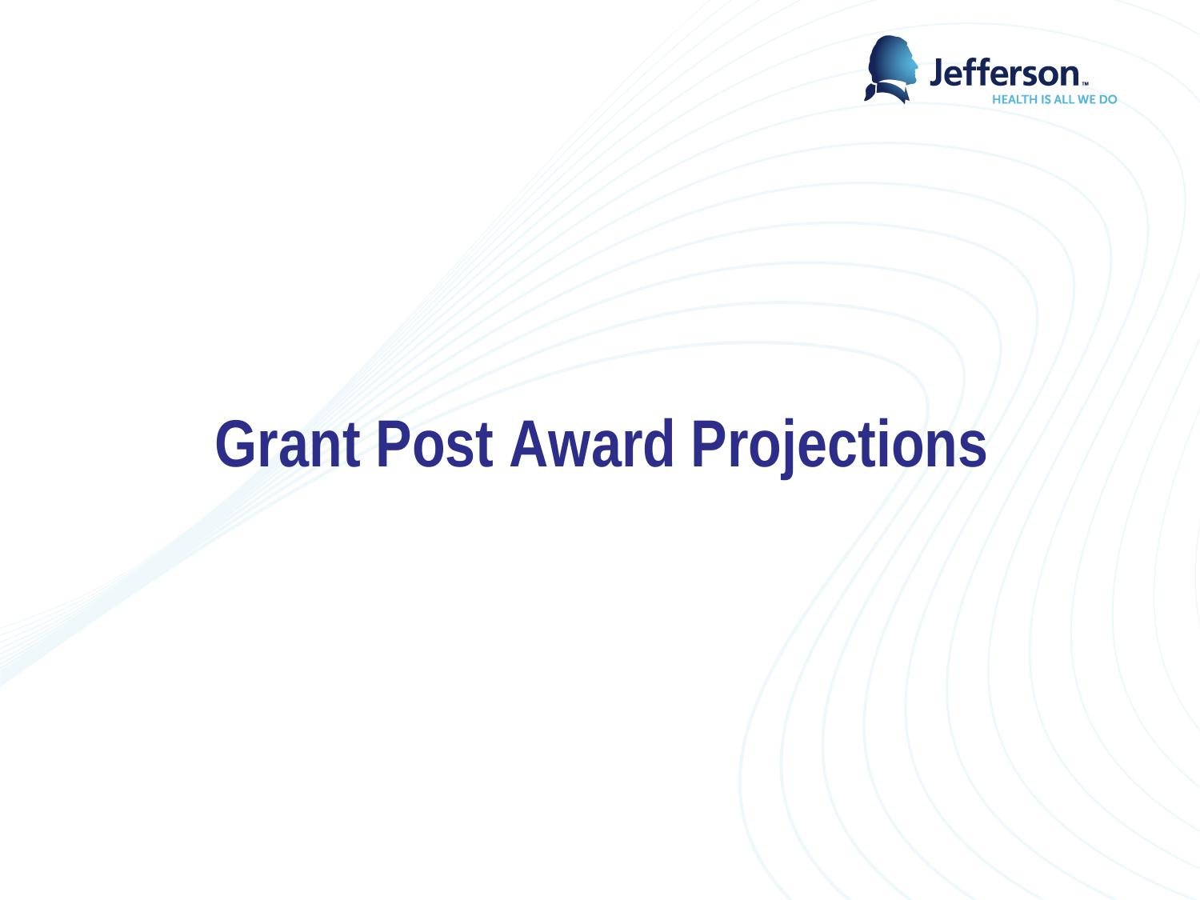# Grant Post Award Projections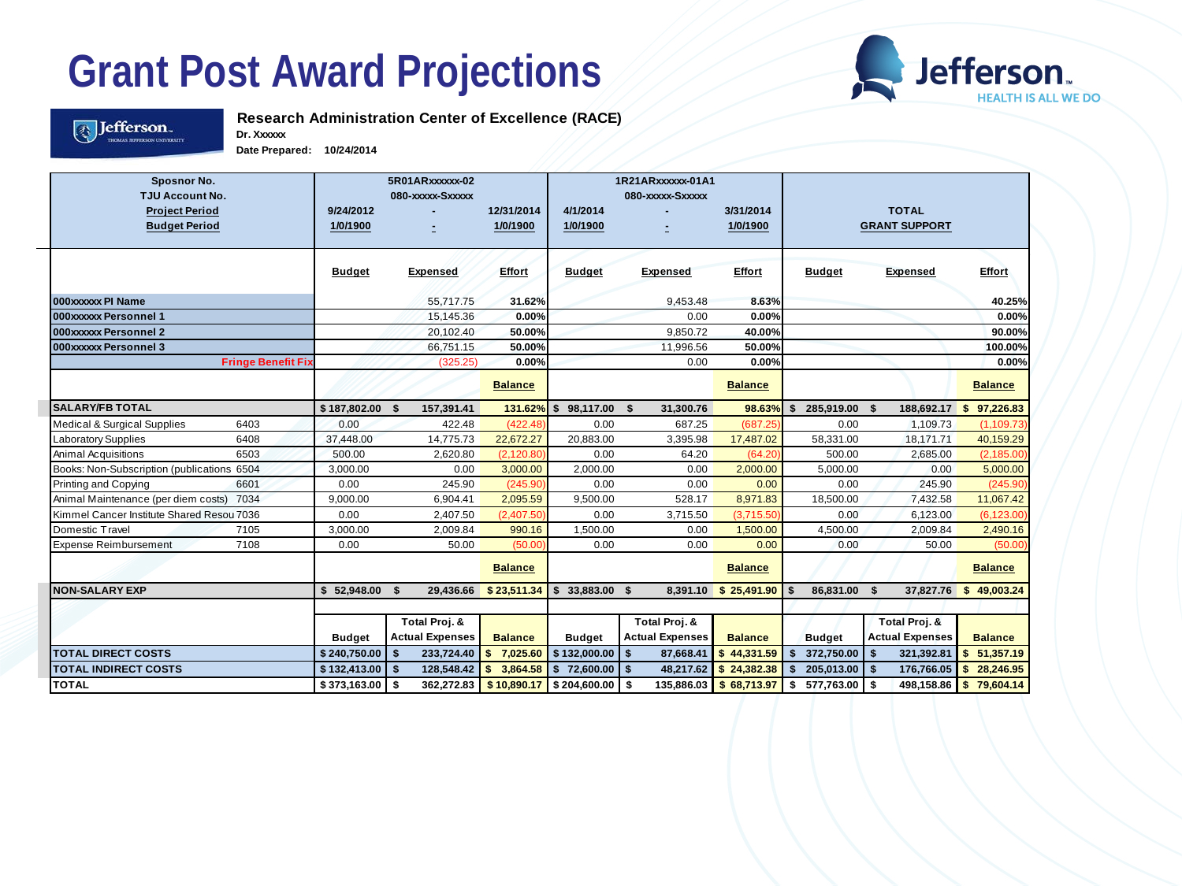# Grant Post Award Projections

**Research Administration Center of Excellence (RACE)**

**Dr. Xxxxxx**

**Date Prepared: 10/24/2014**

| Sposnor No. | | 5R01ARxxxxxx-02 | | | 1R21ARxxxxxx-01A1 | | | | |
|---|---|---|---|---|---|---|---|---|---|
| TJU Account No. | | 080-xxxxx-Sxxxxx | | | 080-xxxxx-Sxxxxx | | | TOTAL | |
| Project Period | 9/24/2012 | - | 12/31/2014 | 4/1/2014 | - | 3/31/2014 | | GRANT SUPPORT | |
| Budget Period | 1/0/1900 | - | 1/0/1900 | 1/0/1900 | - | 1/0/1900 | | | |
| | **Budget** | **Expensed** | **Effort** | **Budget** | **Expensed** | **Effort** | **Budget** | **Expensed** | **Effort** |
| 000xxxxxx PI Name | | 55,717.75 | 31.62% | | 9,453.48 | 8.63% | | | 40.25% |
| 000xxxxxx Personnel 1 | | 15,145.36 | 0.00% | | 0.00 | 0.00% | | | 0.00% |
| 000xxxxxx Personnel 2 | | 20,102.40 | 50.00% | | 9,850.72 | 40.00% | | | 90.00% |
| 000xxxxxx Personnel 3 | | 66,751.15 | 50.00% | | 11,996.56 | 50.00% | | | 100.00% |
| Fringe Benefit Fix | | (325.25) | 0.00% | | 0.00 | 0.00% | | | 0.00% |
| | | | **Balance** | | | **Balance** | | | **Balance** |
| **SALARY/FB TOTAL** | $ 187,802.00 | $ 157,391.41 | 131.62% | $ 98,117.00 | $ 31,300.76 | 98.63% | $ 285,919.00 | $ 188,692.17 | $ 97,226.83 |
| Medical & Surgical Supplies 6403 | 0.00 | 422.48 | (422.48) | 0.00 | 687.25 | (687.25) | 0.00 | 1,109.73 | (1,109.73) |
| Laboratory Supplies 6408 | 37,448.00 | 14,775.73 | 22,672.27 | 20,883.00 | 3,395.98 | 17,487.02 | 58,331.00 | 18,171.71 | 40,159.29 |
| Animal Acquisitions 6503 | 500.00 | 2,620.80 | (2,120.80) | 0.00 | 64.20 | (64.20) | 500.00 | 2,685.00 | (2,185.00) |
| Books: Non-Subscription (publications 6504 | 3,000.00 | 0.00 | 3,000.00 | 2,000.00 | 0.00 | 2,000.00 | 5,000.00 | 0.00 | 5,000.00 |
| Printing and Copying 6601 | 0.00 | 245.90 | (245.90) | 0.00 | 0.00 | 0.00 | 0.00 | 245.90 | (245.90) |
| Animal Maintenance (per diem costs) 7034 | 9,000.00 | 6,904.41 | 2,095.59 | 9,500.00 | 528.17 | 8,971.83 | 18,500.00 | 7,432.58 | 11,067.42 |
| Kimmel Cancer Institute Shared Resou 7036 | 0.00 | 2,407.50 | (2,407.50) | 0.00 | 3,715.50 | (3,715.50) | 0.00 | 6,123.00 | (6,123.00) |
| Domestic Travel 7105 | 3,000.00 | 2,009.84 | 990.16 | 1,500.00 | 0.00 | 1,500.00 | 4,500.00 | 2,009.84 | 2,490.16 |
| Expense Reimbursement 7108 | 0.00 | 50.00 | (50.00) | 0.00 | 0.00 | 0.00 | 0.00 | 50.00 | (50.00) |
| | | | **Balance** | | | **Balance** | | | **Balance** |
| **NON-SALARY EXP** | $ 52,948.00 | $ 29,436.66 | $ 23,511.34 | $ 33,883.00 | $ 8,391.10 | $ 25,491.90 | $ 86,831.00 | $ 37,827.76 | $ 49,003.24 |
| | **Budget** | **Total Proj. & Actual Expenses** | **Balance** | **Budget** | **Total Proj. & Actual Expenses** | **Balance** | **Budget** | **Total Proj. & Actual Expenses** | **Balance** |
| **TOTAL DIRECT COSTS** | $ 240,750.00 | $ 233,724.40 | $ 7,025.60 | $ 132,000.00 | $ 87,668.41 | $ 44,331.59 | $ 372,750.00 | $ 321,392.81 | $ 51,357.19 |
| **TOTAL INDIRECT COSTS** | $ 132,413.00 | $ 128,548.42 | $ 3,864.58 | $ 72,600.00 | $ 48,217.62 | $ 24,382.38 | $ 205,013.00 | $ 176,766.05 | $ 28,246.95 |
| **TOTAL** | $ 373,163.00 | $ 362,272.83 | $ 10,890.17 | $ 204,600.00 | $ 135,886.03 | $ 68,713.97 | $ 577,763.00 | $ 498,158.86 | $ 79,604.14 |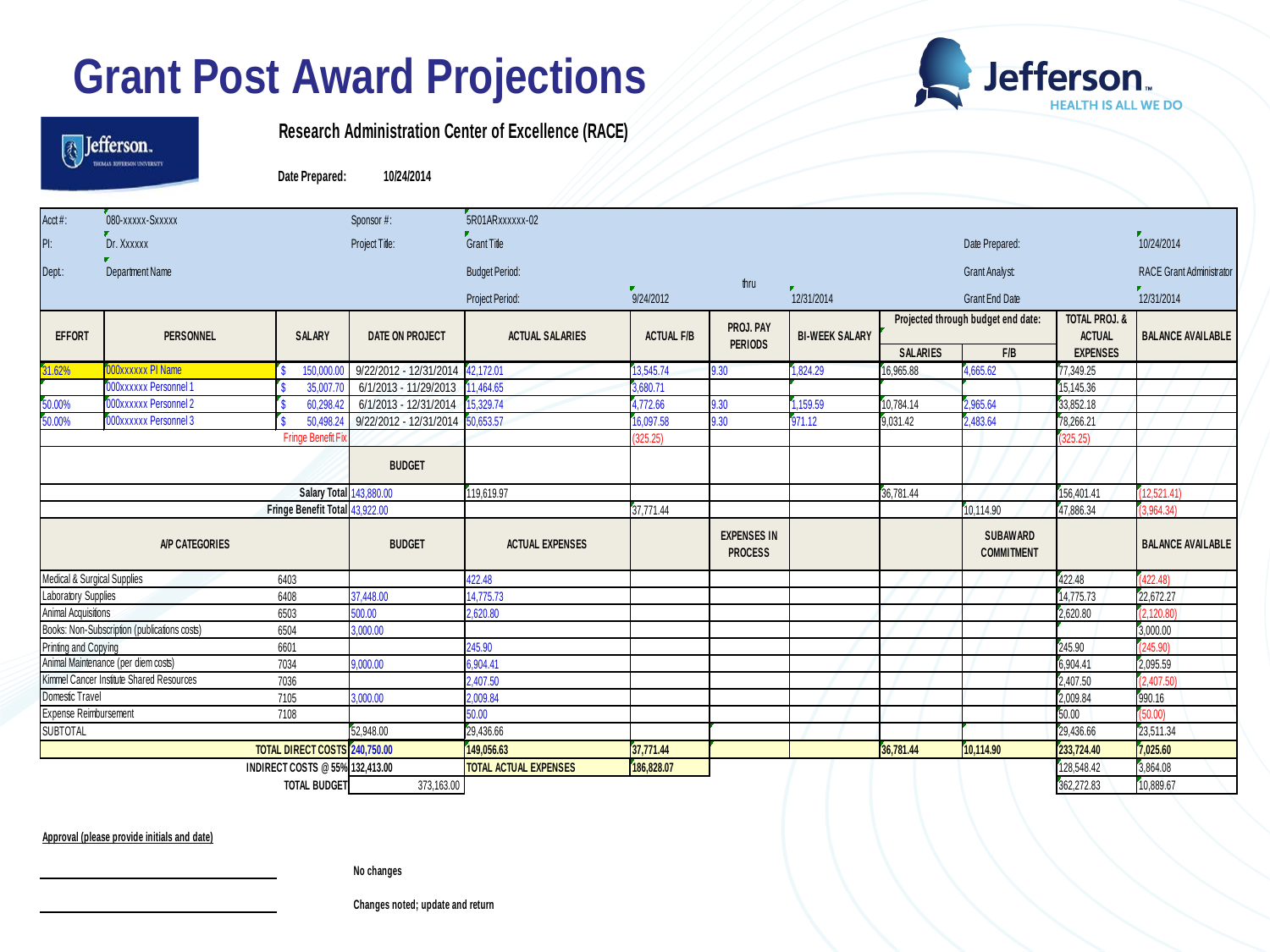# Grant Post Award Projections

**Research Administration Center of Excellence (RACE)**

**Date Prepared:** **10/24/2014**

| Acct #: | 080-xxxxx-Sxxxxx | | Sponsor #: | 5R01ARxxxxxx-02 | | | | | | | |
|---|---|---|---|---|---|---|---|---|---|---|---|
| PI: | Dr. Xxxxxx | | Project Title: | Grant Title | | | | | Date Prepared: | | 10/24/2014 |
| Dept.: | Department Name | | | Budget Period: | | thru | | | Grant Analyst: | | RACE Grant Administrator |
| | | | | Project Period: | 9/24/2012 | | 12/31/2014 | | Grant End Date | | 12/31/2014 |

| EFFORT | PERSONNEL | SALARY | DATE ON PROJECT | ACTUAL SALARIES | ACTUAL F/B | PROJ. PAY PERIODS | BI-WEEK SALARY | Projected through budget end date: SALARIES | F/B | TOTAL PROJ. & ACTUAL EXPENSES | BALANCE AVAILABLE |
|---|---|---|---|---|---|---|---|---|---|---|---|
| 31.62% | 000xxxxxx PI Name | $ 150,000.00 | 9/22/2012 - 12/31/2014 | 42,172.01 | 13,545.74 | 9.30 | 1,824.29 | 16,965.88 | 4,665.62 | 77,349.25 | |
| | 000xxxxxx Personnel 1 | $ 35,007.70 | 6/1/2013 - 11/29/2013 | 11,464.65 | 3,680.71 | | | | | 15,145.36 | |
| 50.00% | 000xxxxxx Personnel 2 | $ 60,298.42 | 6/1/2013 - 12/31/2014 | 15,329.74 | 4,772.66 | 9.30 | 1,159.59 | 10,784.14 | 2,965.64 | 33,852.18 | |
| 50.00% | 000xxxxxx Personnel 3 | $ 50,498.24 | 9/22/2012 - 12/31/2014 | 50,653.57 | 16,097.58 | 9.30 | 971.12 | 9,031.42 | 2,483.64 | 78,266.21 | |
| | | Fringe Benefit Fix | | | (325.25) | | | | | (325.25) | |
| | | | BUDGET | | | | | | | | |
| | | Salary Total | 143,880.00 | 119,619.97 | | | | 36,781.44 | | 156,401.41 | (12,521.41) |
| | | Fringe Benefit Total | 43,922.00 | | 37,771.44 | | | | 10,114.90 | 47,886.34 | (3,964.34) |
| A/P CATEGORIES | | | BUDGET | ACTUAL EXPENSES | | EXPENSES IN PROCESS | | | SUBAWARD COMMITMENT | | BALANCE AVAILABLE |
| Medical & Surgical Supplies | | 6403 | | 422.48 | | | | | | 422.48 | (422.48) |
| Laboratory Supplies | | 6408 | 37,448.00 | 14,775.73 | | | | | | 14,775.73 | 22,672.27 |
| Animal Acquisitions | | 6503 | 500.00 | 2,620.80 | | | | | | 2,620.80 | (2,120.80) |
| Books: Non-Subscription (publications costs) | | 6504 | 3,000.00 | | | | | | | | 3,000.00 |
| Printing and Copying | | 6601 | | 245.90 | | | | | | 245.90 | (245.90) |
| Animal Maintenance (per diem costs) | | 7034 | 9,000.00 | 6,904.41 | | | | | | 6,904.41 | 2,095.59 |
| Kimmel Cancer Institute Shared Resources | | 7036 | | 2,407.50 | | | | | | 2,407.50 | (2,407.50) |
| Domestic Travel | | 7105 | 3,000.00 | 2,009.84 | | | | | | 2,009.84 | 990.16 |
| Expense Reimbursement | | 7108 | | 50.00 | | | | | | 50.00 | (50.00) |
| SUBTOTAL | | | 52,948.00 | 29,436.66 | | | | | | 29,436.66 | 23,511.34 |
| | | **TOTAL DIRECT COSTS** | **240,750.00** | **149,056.63** | **37,771.44** | | | **36,781.44** | **10,114.90** | **233,724.40** | **7,025.60** |
| | | **INDIRECT COSTS @ 55%** | **132,413.00** | **TOTAL ACTUAL EXPENSES** | **186,828.07** | | | | | 128,548.42 | 3,864.08 |
| | | **TOTAL BUDGET** | 373,163.00 | | | | | | | 362,272.83 | 10,889.67 |

**Approval (please provide initials and date)**

______________________ **No changes**

______________________ **Changes noted; update and return**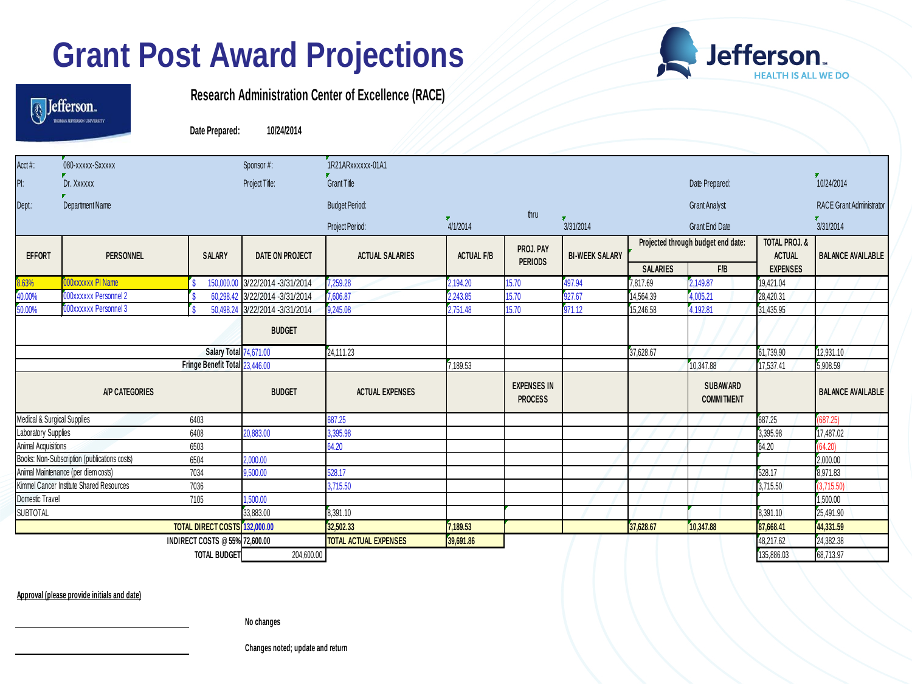# Grant Post Award Projections

**Research Administration Center of Excellence (RACE)**

**Date Prepared:** 10/24/2014

| Acct #: | 080-xxxxx-Sxxxxx | | Sponsor #: | 1R21ARxxxxxx-01A1 | | | | | | | |
|---|---|---|---|---|---|---|---|---|---|---|---|
| PI: | Dr. Xxxxxx | | Project Title: | Grant Title | | | | | Date Prepared: | | 10/24/2014 |
| Dept.: | Department Name | | | Budget Period: | | thru | | | Grant Analyst: | | RACE Grant Administrator |
| | | | | Project Period: | 4/1/2014 | | 3/31/2014 | | Grant End Date | | 3/31/2014 |

| EFFORT | PERSONNEL | SALARY | DATE ON PROJECT | ACTUAL SALARIES | ACTUAL F/B | PROJ. PAY PERIODS | BI-WEEK SALARY | Projected through budget end date: SALARIES | F/B | TOTAL PROJ. & ACTUAL EXPENSES | BALANCE AVAILABLE |
|---|---|---|---|---|---|---|---|---|---|---|---|
| 8.63% | 000xxxxxx PI Name | $ 150,000.00 | 3/22/2014 -3/31/2014 | 7,259.28 | 2,194.20 | 15.70 | 497.94 | 7,817.69 | 2,149.87 | 19,421.04 | |
| 40.00% | 000xxxxxx Personnel 2 | $ 60,298.42 | 3/22/2014 -3/31/2014 | 7,606.87 | 2,243.85 | 15.70 | 927.67 | 14,564.39 | 4,005.21 | 28,420.31 | |
| 50.00% | 000xxxxxx Personnel 3 | $ 50,498.24 | 3/22/2014 -3/31/2014 | 9,245.08 | 2,751.48 | 15.70 | 971.12 | 15,246.58 | 4,192.81 | 31,435.95 | |
| | | | **BUDGET** | | | | | | | | |
| | | Salary Total | 74,671.00 | 24,111.23 | | | | 37,628.67 | | 61,739.90 | 12,931.10 |
| | | Fringe Benefit Total | 23,446.00 | | 7,189.53 | | | | 10,347.88 | 17,537.41 | 5,908.59 |
| **A/P CATEGORIES** | | | **BUDGET** | **ACTUAL EXPENSES** | | **EXPENSES IN PROCESS** | | | **SUBAWARD COMMITMENT** | | **BALANCE AVAILABLE** |
| Medical & Surgical Supplies | | 6403 | | 687.25 | | | | | | 687.25 | (687.25) |
| Laboratory Supplies | | 6408 | 20,883.00 | 3,395.98 | | | | | | 3,395.98 | 17,487.02 |
| Animal Acquisitions | | 6503 | | 64.20 | | | | | | 64.20 | (64.20) |
| Books: Non-Subscription (publications costs) | | 6504 | 2,000.00 | | | | | | | | 2,000.00 |
| Animal Maintenance (per diem costs) | | 7034 | 9,500.00 | 528.17 | | | | | | 528.17 | 8,971.83 |
| Kimmel Cancer Institute Shared Resources | | 7036 | | 3,715.50 | | | | | | 3,715.50 | (3,715.50) |
| Domestic Travel | | 7105 | 1,500.00 | | | | | | | | 1,500.00 |
| SUBTOTAL | | | 33,883.00 | 8,391.10 | | | | | | 8,391.10 | 25,491.90 |
| | | **TOTAL DIRECT COSTS** | **132,000.00** | **32,502.33** | **7,189.53** | | | **37,628.67** | **10,347.88** | **87,668.41** | **44,331.59** |
| | | **INDIRECT COSTS @ 55%** | **72,600.00** | **TOTAL ACTUAL EXPENSES** | **39,691.86** | | | | | 48,217.62 | 24,382.38 |
| | | **TOTAL BUDGET** | 204,600.00 | | | | | | | 135,886.03 | 68,713.97 |

**Approval (please provide initials and date)**

\_\_\_\_\_\_\_\_\_\_\_\_\_\_\_\_\_\_\_\_\_\_\_\_ **No changes**

\_\_\_\_\_\_\_\_\_\_\_\_\_\_\_\_\_\_\_\_\_\_\_\_ **Changes noted; update and return**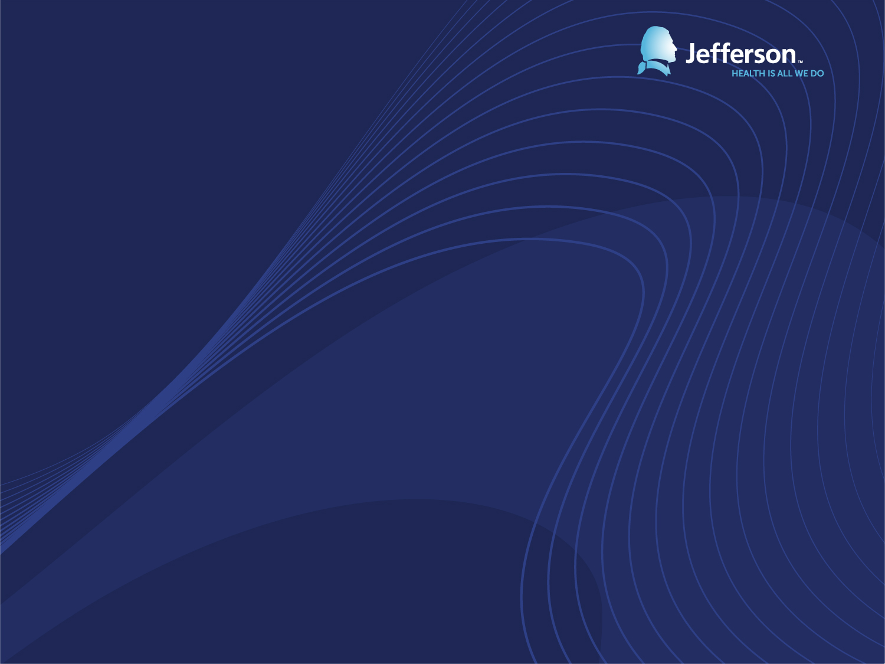Jefferson

HEALTH IS ALL WE DO